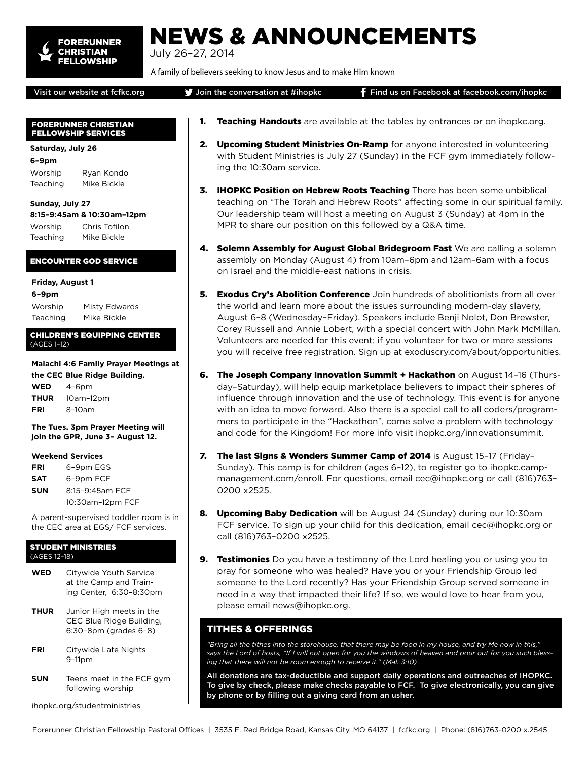# NEWS & ANNOUNCEMENTS

**FORERUNNER CHRISTIAN FELLOWSHIP**

July 26–27, 2014

A family of believers seeking to know Jesus and to make Him known

Visit our website at fcfkc.org | Join the conversation at #ihopkc | Find us on Facebook at facebook.com/ihopkc

## FORERUNNER CHRISTIAN FELLOWSHIP SERVICES

**Saturday, July 26**

**6–9pm**

| | |
|---|---|
| Worship | Ryan Kondo |
| Teaching | Mike Bickle |

**Sunday, July 27**

**8:15–9:45am & 10:30am–12pm**

| | |
|---|---|
| Worship | Chris Tofilon |
| Teaching | Mike Bickle |

## ENCOUNTER GOD SERVICE

**Friday, August 1**

**6–9pm**

| | |
|---|---|
| Worship | Misty Edwards |
| Teaching | Mike Bickle |

## CHILDREN'S EQUIPPING CENTER

(AGES 1–12)

**Malachi 4:6 Family Prayer Meetings at the CEC Blue Ridge Building.**

| | |
|---|---|
| **WED** | 4–6pm |
| **THUR** | 10am–12pm |
| **FRI** | 8–10am |

**The Tues. 3pm Prayer Meeting will join the GPR, June 3– August 12.**

**Weekend Services**

| | |
|---|---|
| **FRI** | 6–9pm EGS |
| **SAT** | 6–9pm FCF |
| **SUN** | 8:15–9:45am FCF |
| | 10:30am–12pm FCF |

A parent-supervised toddler room is in the CEC area at EGS/ FCF services.

## STUDENT MINISTRIES

(AGES 12–18)

| | |
|---|---|
| **WED** | Citywide Youth Service at the Camp and Training Center, 6:30–8:30pm |
| **THUR** | Junior High meets in the CEC Blue Ridge Building, 6:30–8pm (grades 6–8) |
| **FRI** | Citywide Late Nights 9–11pm |
| **SUN** | Teens meet in the FCF gym following worship |

ihopkc.org/studentministries

1. **Teaching Handouts** are available at the tables by entrances or on ihopkc.org.

2. **Upcoming Student Ministries On-Ramp** for anyone interested in volunteering with Student Ministries is July 27 (Sunday) in the FCF gym immediately following the 10:30am service.

3. **IHOPKC Position on Hebrew Roots Teaching** There has been some unbiblical teaching on "The Torah and Hebrew Roots" affecting some in our spiritual family. Our leadership team will host a meeting on August 3 (Sunday) at 4pm in the MPR to share our position on this followed by a Q&A time.

4. **Solemn Assembly for August Global Bridegroom Fast** We are calling a solemn assembly on Monday (August 4) from 10am–6pm and 12am–6am with a focus on Israel and the middle-east nations in crisis.

5. **Exodus Cry's Abolition Conference** Join hundreds of abolitionists from all over the world and learn more about the issues surrounding modern-day slavery, August 6–8 (Wednesday–Friday). Speakers include Benji Nolot, Don Brewster, Corey Russell and Annie Lobert, with a special concert with John Mark McMillan. Volunteers are needed for this event; if you volunteer for two or more sessions you will receive free registration. Sign up at exoduscry.com/about/opportunities.

6. **The Joseph Company Innovation Summit + Hackathon** on August 14–16 (Thursday–Saturday), will help equip marketplace believers to impact their spheres of influence through innovation and the use of technology. This event is for anyone with an idea to move forward. Also there is a special call to all coders/programmers to participate in the "Hackathon", come solve a problem with technology and code for the Kingdom! For more info visit ihopkc.org/innovationsummit.

7. **The last Signs & Wonders Summer Camp of 2014** is August 15–17 (Friday–Sunday). This camp is for children (ages 6–12), to register go to ihopkc.campmanagement.com/enroll. For questions, email cec@ihopkc.org or call (816)763–0200 x2525.

8. **Upcoming Baby Dedication** will be August 24 (Sunday) during our 10:30am FCF service. To sign up your child for this dedication, email cec@ihopkc.org or call (816)763–0200 x2525.

9. **Testimonies** Do you have a testimony of the Lord healing you or using you to pray for someone who was healed? Have you or your Friendship Group led someone to the Lord recently? Has your Friendship Group served someone in need in a way that impacted their life? If so, we would love to hear from you, please email news@ihopkc.org.

## TITHES & OFFERINGS

*"Bring all the tithes into the storehouse, that there may be food in my house, and try Me now in this," says the Lord of hosts, "If I will not open for you the windows of heaven and pour out for you such blessing that there will not be room enough to receive it." (Mal. 3:10)*

**All donations are tax-deductible and support daily operations and outreaches of IHOPKC. To give by check, please make checks payable to FCF. To give electronically, you can give by phone or by filling out a giving card from an usher.**

Forerunner Christian Fellowship Pastoral Offices | 3535 E. Red Bridge Road, Kansas City, MO 64137 | fcfkc.org | Phone: (816)763-0200 x.2545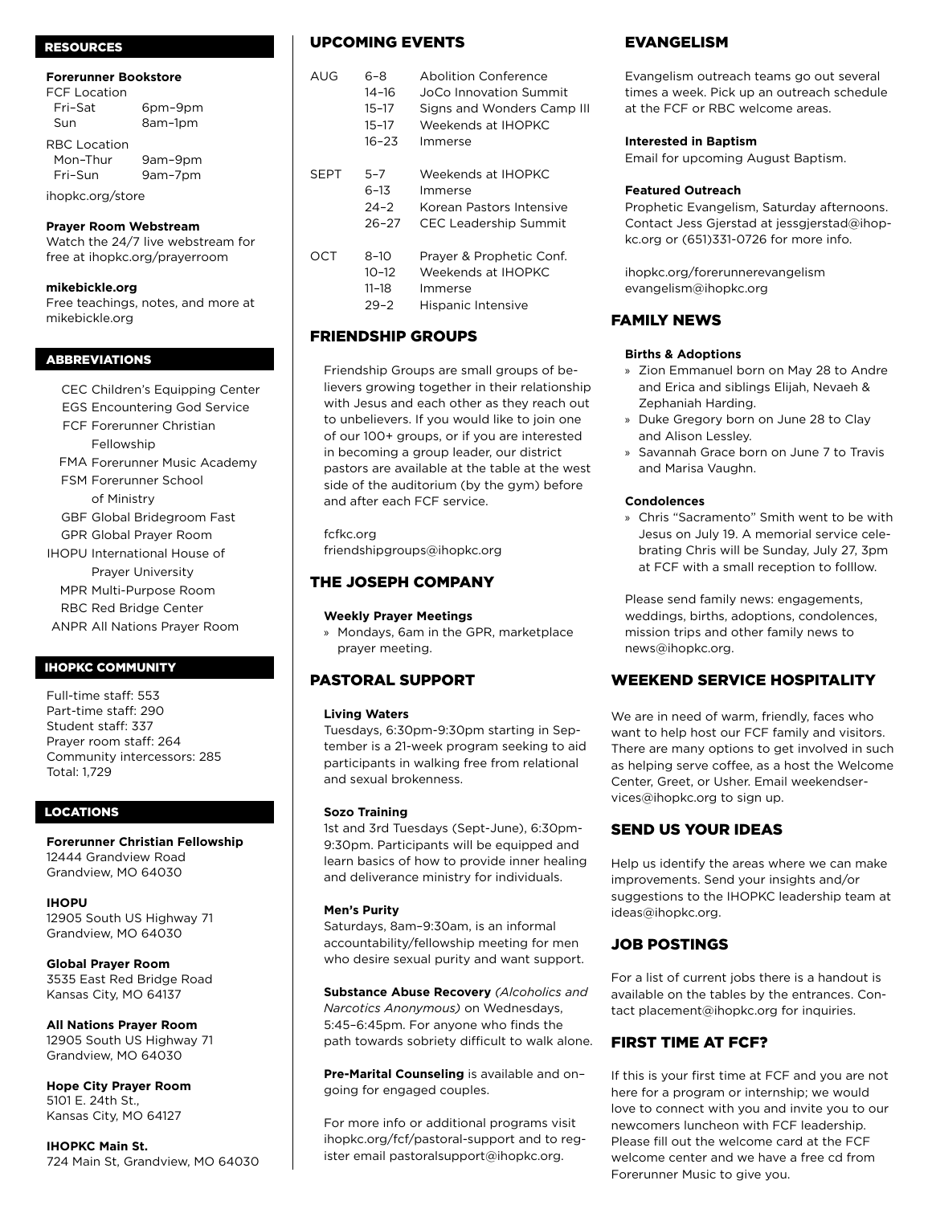## RESOURCES

**Forerunner Bookstore**

FCF Location

| | |
|---|---|
| Fri–Sat | 6pm–9pm |
| Sun | 8am–1pm |

RBC Location

| | |
|---|---|
| Mon–Thur | 9am–9pm |
| Fri–Sun | 9am–7pm |

ihopkc.org/store

**Prayer Room Webstream**

Watch the 24/7 live webstream for free at ihopkc.org/prayerroom

**mikebickle.org**

Free teachings, notes, and more at mikebickle.org

## ABBREVIATIONS

- CEC Children's Equipping Center
- EGS Encountering God Service
- FCF Forerunner Christian Fellowship
- FMA Forerunner Music Academy
- FSM Forerunner School of Ministry
- GBF Global Bridegroom Fast
- GPR Global Prayer Room
- IHOPU International House of Prayer University
- MPR Multi-Purpose Room
- RBC Red Bridge Center
- ANPR All Nations Prayer Room

## IHOPKC COMMUNITY

Full-time staff: 553
Part-time staff: 290
Student staff: 337
Prayer room staff: 264
Community intercessors: 285
Total: 1,729

## LOCATIONS

**Forerunner Christian Fellowship**
12444 Grandview Road
Grandview, MO 64030

**IHOPU**
12905 South US Highway 71
Grandview, MO 64030

**Global Prayer Room**
3535 East Red Bridge Road
Kansas City, MO 64137

**All Nations Prayer Room**
12905 South US Highway 71
Grandview, MO 64030

**Hope City Prayer Room**
5101 E. 24th St.,
Kansas City, MO 64127

**IHOPKC Main St.**
724 Main St, Grandview, MO 64030

## UPCOMING EVENTS

| | | |
|---|---|---|
| AUG | 6–8 | Abolition Conference |
| | 14–16 | JoCo Innovation Summit |
| | 15–17 | Signs and Wonders Camp III |
| | 15–17 | Weekends at IHOPKC |
| | 16–23 | Immerse |
| SEPT | 5–7 | Weekends at IHOPKC |
| | 6–13 | Immerse |
| | 24–2 | Korean Pastors Intensive |
| | 26–27 | CEC Leadership Summit |
| OCT | 8–10 | Prayer & Prophetic Conf. |
| | 10–12 | Weekends at IHOPKC |
| | 11–18 | Immerse |
| | 29–2 | Hispanic Intensive |

## FRIENDSHIP GROUPS

Friendship Groups are small groups of believers growing together in their relationship with Jesus and each other as they reach out to unbelievers. If you would like to join one of our 100+ groups, or if you are interested in becoming a group leader, our district pastors are available at the table at the west side of the auditorium (by the gym) before and after each FCF service.

fcfkc.org
friendshipgroups@ihopkc.org

## THE JOSEPH COMPANY

**Weekly Prayer Meetings**

- Mondays, 6am in the GPR, marketplace prayer meeting.

## PASTORAL SUPPORT

**Living Waters**

Tuesdays, 6:30pm-9:30pm starting in September is a 21-week program seeking to aid participants in walking free from relational and sexual brokenness.

**Sozo Training**

1st and 3rd Tuesdays (Sept-June), 6:30pm-9:30pm. Participants will be equipped and learn basics of how to provide inner healing and deliverance ministry for individuals.

**Men's Purity**

Saturdays, 8am–9:30am, is an informal accountability/fellowship meeting for men who desire sexual purity and want support.

**Substance Abuse Recovery** *(Alcoholics and Narcotics Anonymous)* on Wednesdays, 5:45–6:45pm. For anyone who finds the path towards sobriety difficult to walk alone.

**Pre-Marital Counseling** is available and on-going for engaged couples.

For more info or additional programs visit ihopkc.org/fcf/pastoral-support and to register email pastoralsupport@ihopkc.org.

## EVANGELISM

Evangelism outreach teams go out several times a week. Pick up an outreach schedule at the FCF or RBC welcome areas.

**Interested in Baptism**

Email for upcoming August Baptism.

**Featured Outreach**

Prophetic Evangelism, Saturday afternoons. Contact Jess Gjerstad at jessgjerstad@ihopkc.org or (651)331-0726 for more info.

ihopkc.org/forerunnerevangelism
evangelism@ihopkc.org

## FAMILY NEWS

**Births & Adoptions**

- Zion Emmanuel born on May 28 to Andre and Erica and siblings Elijah, Nevaeh & Zephaniah Harding.
- Duke Gregory born on June 28 to Clay and Alison Lessley.
- Savannah Grace born on June 7 to Travis and Marisa Vaughn.

**Condolences**

- Chris "Sacramento" Smith went to be with Jesus on July 19. A memorial service celebrating Chris will be Sunday, July 27, 3pm at FCF with a small reception to folllow.

Please send family news: engagements, weddings, births, adoptions, condolences, mission trips and other family news to news@ihopkc.org.

## WEEKEND SERVICE HOSPITALITY

We are in need of warm, friendly, faces who want to help host our FCF family and visitors. There are many options to get involved in such as helping serve coffee, as a host the Welcome Center, Greet, or Usher. Email weekendservices@ihopkc.org to sign up.

## SEND US YOUR IDEAS

Help us identify the areas where we can make improvements. Send your insights and/or suggestions to the IHOPKC leadership team at ideas@ihopkc.org.

## JOB POSTINGS

For a list of current jobs there is a handout is available on the tables by the entrances. Contact placement@ihopkc.org for inquiries.

## FIRST TIME AT FCF?

If this is your first time at FCF and you are not here for a program or internship; we would love to connect with you and invite you to our newcomers luncheon with FCF leadership. Please fill out the welcome card at the FCF welcome center and we have a free cd from Forerunner Music to give you.